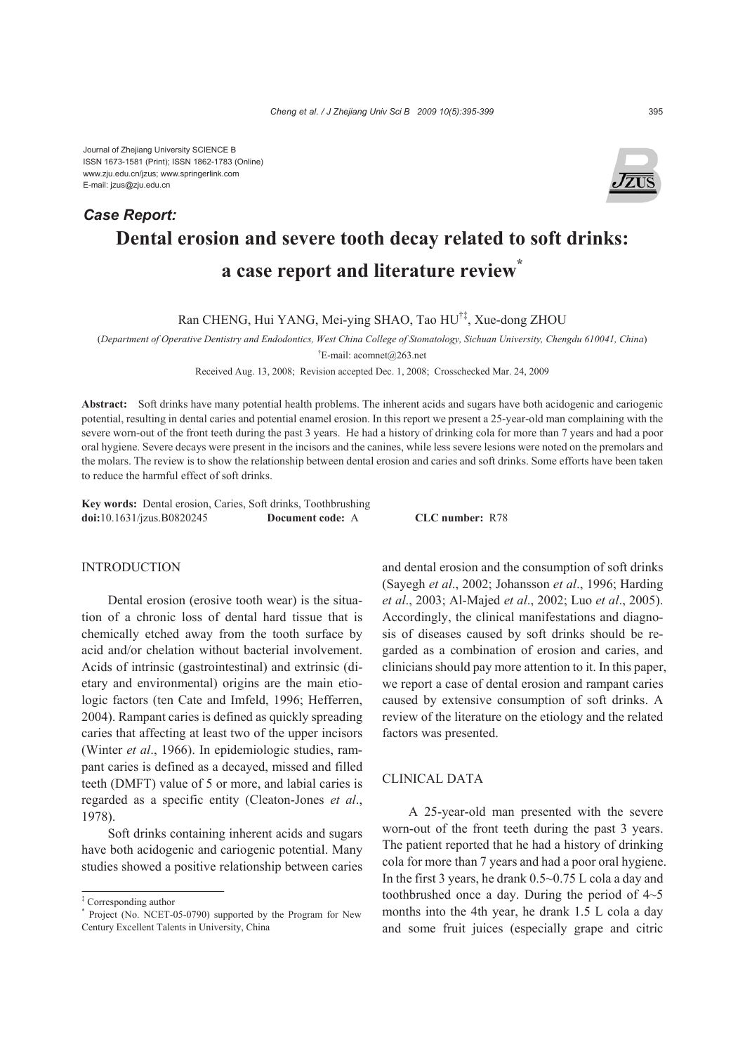Journal of Zhejiang University SCIENCE B
ISSN 1673-1581 (Print); ISSN 1862-1783 (Online)
www.zju.edu.cn/jzus; www.springerlink.com
E-mail: jzus@zju.edu.cn

***Case Report:***

# Dental erosion and severe tooth decay related to soft drinks: a case report and literature review*

Ran CHENG, Hui YANG, Mei-ying SHAO, Tao HU[†‡], Xue-dong ZHOU

(*Department of Operative Dentistry and Endodontics, West China College of Stomatology, Sichuan University, Chengdu 610041, China*)

[†]E-mail: acomnet@263.net

Received Aug. 13, 2008; Revision accepted Dec. 1, 2008; Crosschecked Mar. 24, 2009

**Abstract:** Soft drinks have many potential health problems. The inherent acids and sugars have both acidogenic and cariogenic potential, resulting in dental caries and potential enamel erosion. In this report we present a 25-year-old man complaining with the severe worn-out of the front teeth during the past 3 years. He had a history of drinking cola for more than 7 years and had a poor oral hygiene. Severe decays were present in the incisors and the canines, while less severe lesions were noted on the premolars and the molars. The review is to show the relationship between dental erosion and caries and soft drinks. Some efforts have been taken to reduce the harmful effect of soft drinks.

**Key words:** Dental erosion, Caries, Soft drinks, Toothbrushing
**doi:**10.1631/jzus.B0820245 **Document code:** A **CLC number:** R78

## INTRODUCTION

Dental erosion (erosive tooth wear) is the situation of a chronic loss of dental hard tissue that is chemically etched away from the tooth surface by acid and/or chelation without bacterial involvement. Acids of intrinsic (gastrointestinal) and extrinsic (dietary and environmental) origins are the main etiologic factors (ten Cate and Imfeld, 1996; Hefferren, 2004). Rampant caries is defined as quickly spreading caries that affecting at least two of the upper incisors (Winter *et al*., 1966). In epidemiologic studies, rampant caries is defined as a decayed, missed and filled teeth (DMFT) value of 5 or more, and labial caries is regarded as a specific entity (Cleaton-Jones *et al*., 1978).

Soft drinks containing inherent acids and sugars have both acidogenic and cariogenic potential. Many studies showed a positive relationship between caries and dental erosion and the consumption of soft drinks (Sayegh *et al*., 2002; Johansson *et al*., 1996; Harding *et al*., 2003; Al-Majed *et al*., 2002; Luo *et al*., 2005). Accordingly, the clinical manifestations and diagnosis of diseases caused by soft drinks should be regarded as a combination of erosion and caries, and clinicians should pay more attention to it. In this paper, we report a case of dental erosion and rampant caries caused by extensive consumption of soft drinks. A review of the literature on the etiology and the related factors was presented.

## CLINICAL DATA

A 25-year-old man presented with the severe worn-out of the front teeth during the past 3 years. The patient reported that he had a history of drinking cola for more than 7 years and had a poor oral hygiene. In the first 3 years, he drank 0.5~0.75 L cola a day and toothbrushed once a day. During the period of 4~5 months into the 4th year, he drank 1.5 L cola a day and some fruit juices (especially grape and citric

---

[‡] Corresponding author
[*] Project (No. NCET-05-0790) supported by the Program for New Century Excellent Talents in University, China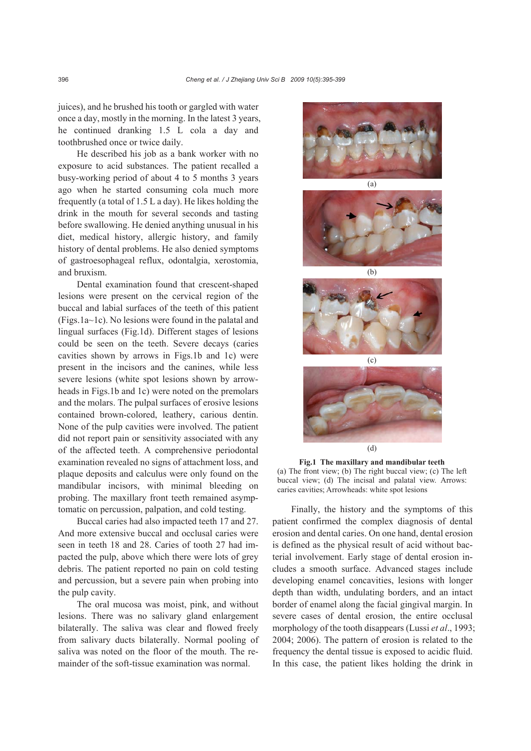juices), and he brushed his tooth or gargled with water once a day, mostly in the morning. In the latest 3 years, he continued dranking 1.5 L cola a day and toothbrushed once or twice daily.

He described his job as a bank worker with no exposure to acid substances. The patient recalled a busy-working period of about 4 to 5 months 3 years ago when he started consuming cola much more frequently (a total of 1.5 L a day). He likes holding the drink in the mouth for several seconds and tasting before swallowing. He denied anything unusual in his diet, medical history, allergic history, and family history of dental problems. He also denied symptoms of gastroesophageal reflux, odontalgia, xerostomia, and bruxism.

Dental examination found that crescent-shaped lesions were present on the cervical region of the buccal and labial surfaces of the teeth of this patient (Figs.1a~1c). No lesions were found in the palatal and lingual surfaces (Fig.1d). Different stages of lesions could be seen on the teeth. Severe decays (caries cavities shown by arrows in Figs.1b and 1c) were present in the incisors and the canines, while less severe lesions (white spot lesions shown by arrowheads in Figs.1b and 1c) were noted on the premolars and the molars. The pulpal surfaces of erosive lesions contained brown-colored, leathery, carious dentin. None of the pulp cavities were involved. The patient did not report pain or sensitivity associated with any of the affected teeth. A comprehensive periodontal examination revealed no signs of attachment loss, and plaque deposits and calculus were only found on the mandibular incisors, with minimal bleeding on probing. The maxillary front teeth remained asymptomatic on percussion, palpation, and cold testing.

Buccal caries had also impacted teeth 17 and 27. And more extensive buccal and occlusal caries were seen in teeth 18 and 28. Caries of tooth 27 had impacted the pulp, above which there were lots of grey debris. The patient reported no pain on cold testing and percussion, but a severe pain when probing into the pulp cavity.

The oral mucosa was moist, pink, and without lesions. There was no salivary gland enlargement bilaterally. The saliva was clear and flowed freely from salivary ducts bilaterally. Normal pooling of saliva was noted on the floor of the mouth. The remainder of the soft-tissue examination was normal.

(a)

(b)

(c)

(d)

**Fig.1 The maxillary and mandibular teeth**
(a) The front view; (b) The right buccal view; (c) The left buccal view; (d) The incisal and palatal view. Arrows: caries cavities; Arrowheads: white spot lesions

Finally, the history and the symptoms of this patient confirmed the complex diagnosis of dental erosion and dental caries. On one hand, dental erosion is defined as the physical result of acid without bacterial involvement. Early stage of dental erosion includes a smooth surface. Advanced stages include developing enamel concavities, lesions with longer depth than width, undulating borders, and an intact border of enamel along the facial gingival margin. In severe cases of dental erosion, the entire occlusal morphology of the tooth disappears (Lussi *et al*., 1993; 2004; 2006). The pattern of erosion is related to the frequency the dental tissue is exposed to acidic fluid. In this case, the patient likes holding the drink in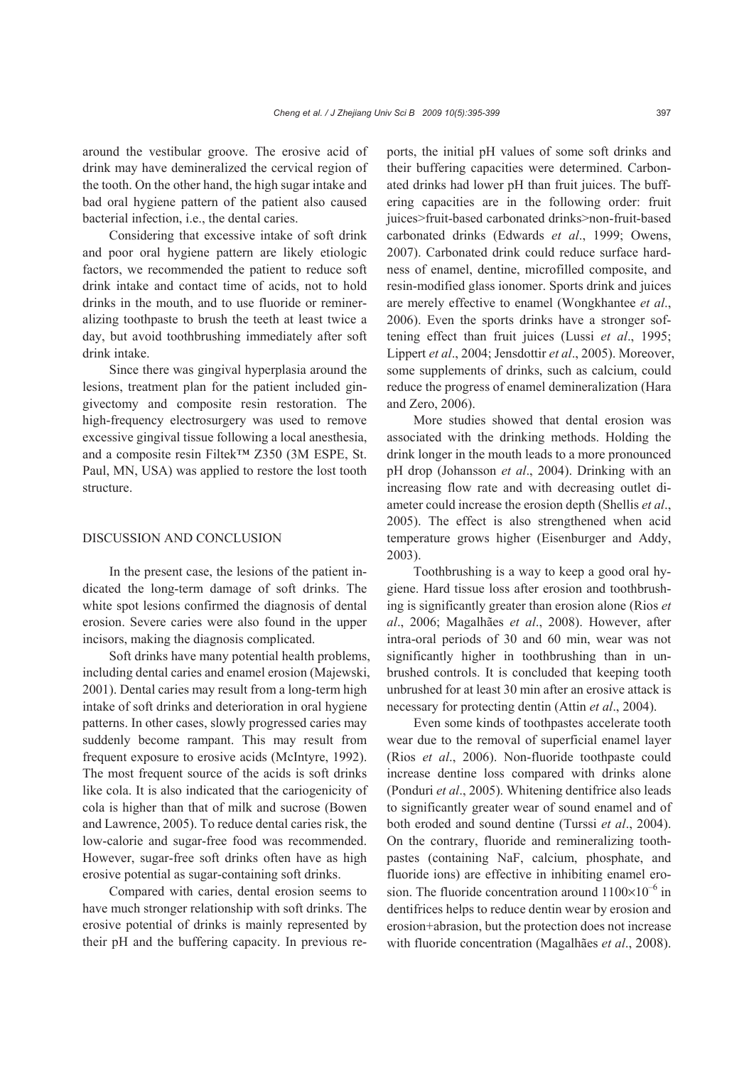around the vestibular groove. The erosive acid of drink may have demineralized the cervical region of the tooth. On the other hand, the high sugar intake and bad oral hygiene pattern of the patient also caused bacterial infection, i.e., the dental caries.

Considering that excessive intake of soft drink and poor oral hygiene pattern are likely etiologic factors, we recommended the patient to reduce soft drink intake and contact time of acids, not to hold drinks in the mouth, and to use fluoride or remineralizing toothpaste to brush the teeth at least twice a day, but avoid toothbrushing immediately after soft drink intake.

Since there was gingival hyperplasia around the lesions, treatment plan for the patient included gingivectomy and composite resin restoration. The high-frequency electrosurgery was used to remove excessive gingival tissue following a local anesthesia, and a composite resin Filtek™ Z350 (3M ESPE, St. Paul, MN, USA) was applied to restore the lost tooth structure.

## DISCUSSION AND CONCLUSION

In the present case, the lesions of the patient indicated the long-term damage of soft drinks. The white spot lesions confirmed the diagnosis of dental erosion. Severe caries were also found in the upper incisors, making the diagnosis complicated.

Soft drinks have many potential health problems, including dental caries and enamel erosion (Majewski, 2001). Dental caries may result from a long-term high intake of soft drinks and deterioration in oral hygiene patterns. In other cases, slowly progressed caries may suddenly become rampant. This may result from frequent exposure to erosive acids (McIntyre, 1992). The most frequent source of the acids is soft drinks like cola. It is also indicated that the cariogenicity of cola is higher than that of milk and sucrose (Bowen and Lawrence, 2005). To reduce dental caries risk, the low-calorie and sugar-free food was recommended. However, sugar-free soft drinks often have as high erosive potential as sugar-containing soft drinks.

Compared with caries, dental erosion seems to have much stronger relationship with soft drinks. The erosive potential of drinks is mainly represented by their pH and the buffering capacity. In previous reports, the initial pH values of some soft drinks and their buffering capacities were determined. Carbonated drinks had lower pH than fruit juices. The buffering capacities are in the following order: fruit juices>fruit-based carbonated drinks>non-fruit-based carbonated drinks (Edwards *et al*., 1999; Owens, 2007). Carbonated drink could reduce surface hardness of enamel, dentine, microfilled composite, and resin-modified glass ionomer. Sports drink and juices are merely effective to enamel (Wongkhantee *et al*., 2006). Even the sports drinks have a stronger softening effect than fruit juices (Lussi *et al*., 1995; Lippert *et al*., 2004; Jensdottir *et al*., 2005). Moreover, some supplements of drinks, such as calcium, could reduce the progress of enamel demineralization (Hara and Zero, 2006).

More studies showed that dental erosion was associated with the drinking methods. Holding the drink longer in the mouth leads to a more pronounced pH drop (Johansson *et al*., 2004). Drinking with an increasing flow rate and with decreasing outlet diameter could increase the erosion depth (Shellis *et al*., 2005). The effect is also strengthened when acid temperature grows higher (Eisenburger and Addy, 2003).

Toothbrushing is a way to keep a good oral hygiene. Hard tissue loss after erosion and toothbrushing is significantly greater than erosion alone (Rios *et al*., 2006; Magalhães *et al*., 2008). However, after intra-oral periods of 30 and 60 min, wear was not significantly higher in toothbrushing than in unbrushed controls. It is concluded that keeping tooth unbrushed for at least 30 min after an erosive attack is necessary for protecting dentin (Attin *et al*., 2004).

Even some kinds of toothpastes accelerate tooth wear due to the removal of superficial enamel layer (Rios *et al*., 2006). Non-fluoride toothpaste could increase dentine loss compared with drinks alone (Ponduri *et al*., 2005). Whitening dentifrice also leads to significantly greater wear of sound enamel and of both eroded and sound dentine (Turssi *et al*., 2004). On the contrary, fluoride and remineralizing toothpastes (containing NaF, calcium, phosphate, and fluoride ions) are effective in inhibiting enamel erosion. The fluoride concentration around $1100\times10^{-6}$ in dentifrices helps to reduce dentin wear by erosion and erosion+abrasion, but the protection does not increase with fluoride concentration (Magalhães *et al*., 2008).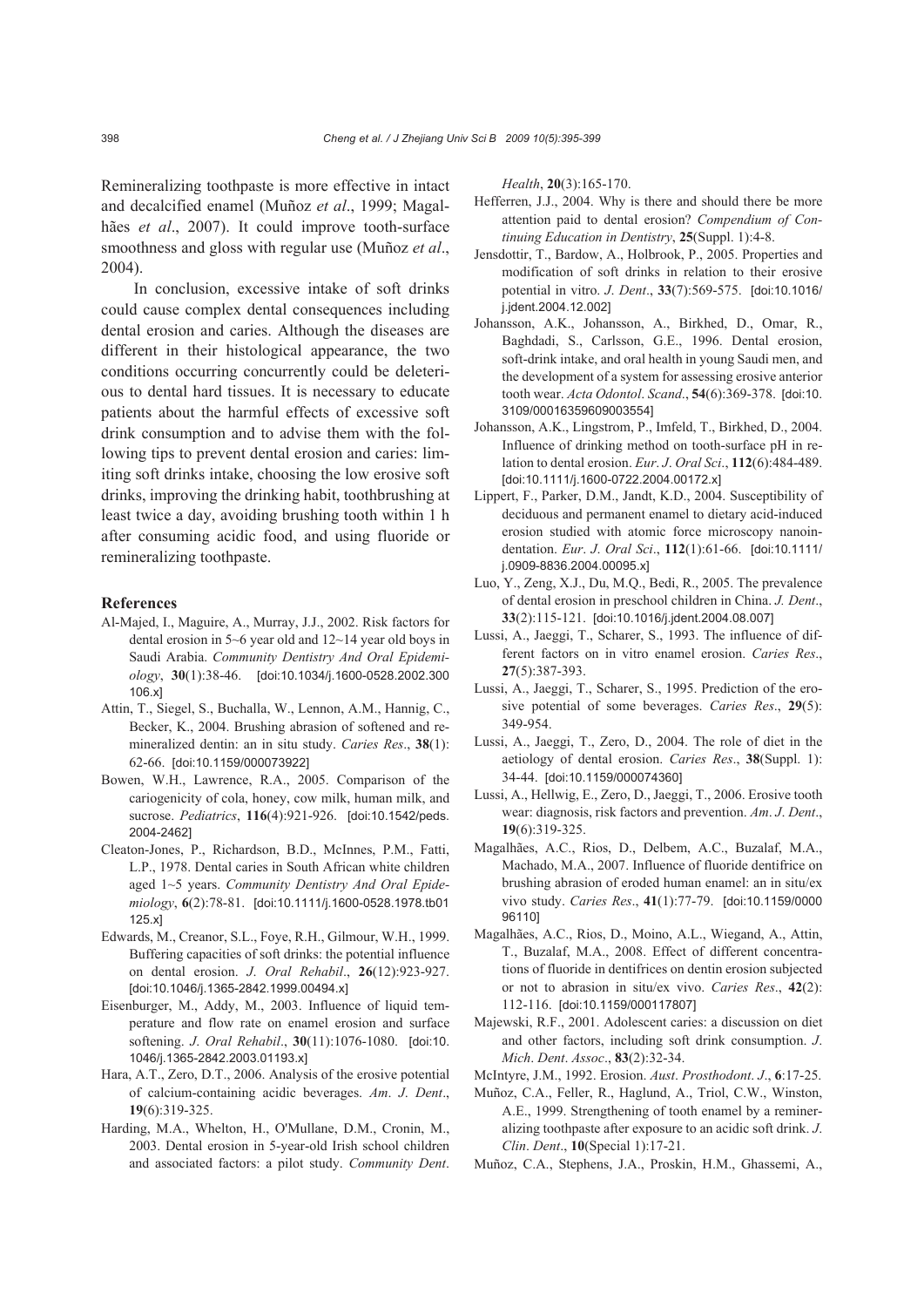Remineralizing toothpaste is more effective in intact and decalcified enamel (Muñoz *et al*., 1999; Magalhães *et al*., 2007). It could improve tooth-surface smoothness and gloss with regular use (Muñoz *et al*., 2004).

In conclusion, excessive intake of soft drinks could cause complex dental consequences including dental erosion and caries. Although the diseases are different in their histological appearance, the two conditions occurring concurrently could be deleterious to dental hard tissues. It is necessary to educate patients about the harmful effects of excessive soft drink consumption and to advise them with the following tips to prevent dental erosion and caries: limiting soft drinks intake, choosing the low erosive soft drinks, improving the drinking habit, toothbrushing at least twice a day, avoiding brushing tooth within 1 h after consuming acidic food, and using fluoride or remineralizing toothpaste.

## References

Al-Majed, I., Maguire, A., Murray, J.J., 2002. Risk factors for dental erosion in 5~6 year old and 12~14 year old boys in Saudi Arabia. *Community Dentistry And Oral Epidemiology*, **30**(1):38-46. [doi:10.1034/j.1600-0528.2002.300106.x]

Attin, T., Siegel, S., Buchalla, W., Lennon, A.M., Hannig, C., Becker, K., 2004. Brushing abrasion of softened and remineralized dentin: an in situ study. *Caries Res*., **38**(1):62-66. [doi:10.1159/000073922]

Bowen, W.H., Lawrence, R.A., 2005. Comparison of the cariogenicity of cola, honey, cow milk, human milk, and sucrose. *Pediatrics*, **116**(4):921-926. [doi:10.1542/peds.2004-2462]

Cleaton-Jones, P., Richardson, B.D., McInnes, P.M., Fatti, L.P., 1978. Dental caries in South African white children aged 1~5 years. *Community Dentistry And Oral Epidemiology*, **6**(2):78-81. [doi:10.1111/j.1600-0528.1978.tb01125.x]

Edwards, M., Creanor, S.L., Foye, R.H., Gilmour, W.H., 1999. Buffering capacities of soft drinks: the potential influence on dental erosion. *J*. *Oral Rehabil*., **26**(12):923-927. [doi:10.1046/j.1365-2842.1999.00494.x]

Eisenburger, M., Addy, M., 2003. Influence of liquid temperature and flow rate on enamel erosion and surface softening. *J*. *Oral Rehabil*., **30**(11):1076-1080. [doi:10.1046/j.1365-2842.2003.01193.x]

Hara, A.T., Zero, D.T., 2006. Analysis of the erosive potential of calcium-containing acidic beverages. *Am*. *J*. *Dent*., **19**(6):319-325.

Harding, M.A., Whelton, H., O'Mullane, D.M., Cronin, M., 2003. Dental erosion in 5-year-old Irish school children and associated factors: a pilot study. *Community Dent*. *Health*, **20**(3):165-170.

Hefferren, J.J., 2004. Why is there and should there be more attention paid to dental erosion? *Compendium of Continuing Education in Dentistry*, **25**(Suppl. 1):4-8.

Jensdottir, T., Bardow, A., Holbrook, P., 2005. Properties and modification of soft drinks in relation to their erosive potential in vitro. *J*. *Dent*., **33**(7):569-575. [doi:10.1016/j.jdent.2004.12.002]

Johansson, A.K., Johansson, A., Birkhed, D., Omar, R., Baghdadi, S., Carlsson, G.E., 1996. Dental erosion, soft-drink intake, and oral health in young Saudi men, and the development of a system for assessing erosive anterior tooth wear. *Acta Odontol*. *Scand*., **54**(6):369-378. [doi:10.3109/00016359609003554]

Johansson, A.K., Lingstrom, P., Imfeld, T., Birkhed, D., 2004. Influence of drinking method on tooth-surface pH in relation to dental erosion. *Eur*. *J*. *Oral Sci*., **112**(6):484-489. [doi:10.1111/j.1600-0722.2004.00172.x]

Lippert, F., Parker, D.M., Jandt, K.D., 2004. Susceptibility of deciduous and permanent enamel to dietary acid-induced erosion studied with atomic force microscopy nanoindentation. *Eur*. *J*. *Oral Sci*., **112**(1):61-66. [doi:10.1111/j.0909-8836.2004.00095.x]

Luo, Y., Zeng, X.J., Du, M.Q., Bedi, R., 2005. The prevalence of dental erosion in preschool children in China. *J. Dent*., **33**(2):115-121. [doi:10.1016/j.jdent.2004.08.007]

Lussi, A., Jaeggi, T., Scharer, S., 1993. The influence of different factors on in vitro enamel erosion. *Caries Res*., **27**(5):387-393.

Lussi, A., Jaeggi, T., Scharer, S., 1995. Prediction of the erosive potential of some beverages. *Caries Res*., **29**(5):349-954.

Lussi, A., Jaeggi, T., Zero, D., 2004. The role of diet in the aetiology of dental erosion. *Caries Res*., **38**(Suppl. 1):34-44. [doi:10.1159/000074360]

Lussi, A., Hellwig, E., Zero, D., Jaeggi, T., 2006. Erosive tooth wear: diagnosis, risk factors and prevention. *Am*. *J*. *Dent*., **19**(6):319-325.

Magalhães, A.C., Rios, D., Delbem, A.C., Buzalaf, M.A., Machado, M.A., 2007. Influence of fluoride dentifrice on brushing abrasion of eroded human enamel: an in situ/ex vivo study. *Caries Res*., **41**(1):77-79. [doi:10.1159/000096110]

Magalhães, A.C., Rios, D., Moino, A.L., Wiegand, A., Attin, T., Buzalaf, M.A., 2008. Effect of different concentrations of fluoride in dentifrices on dentin erosion subjected or not to abrasion in situ/ex vivo. *Caries Res*., **42**(2):112-116. [doi:10.1159/000117807]

Majewski, R.F., 2001. Adolescent caries: a discussion on diet and other factors, including soft drink consumption. *J*. *Mich*. *Dent*. *Assoc*., **83**(2):32-34.

McIntyre, J.M., 1992. Erosion. *Aust*. *Prosthodont*. *J*., **6**:17-25.

Muñoz, C.A., Feller, R., Haglund, A., Triol, C.W., Winston, A.E., 1999. Strengthening of tooth enamel by a remineralizing toothpaste after exposure to an acidic soft drink. *J*. *Clin*. *Dent*., **10**(Special 1):17-21.

Muñoz, C.A., Stephens, J.A., Proskin, H.M., Ghassemi, A.,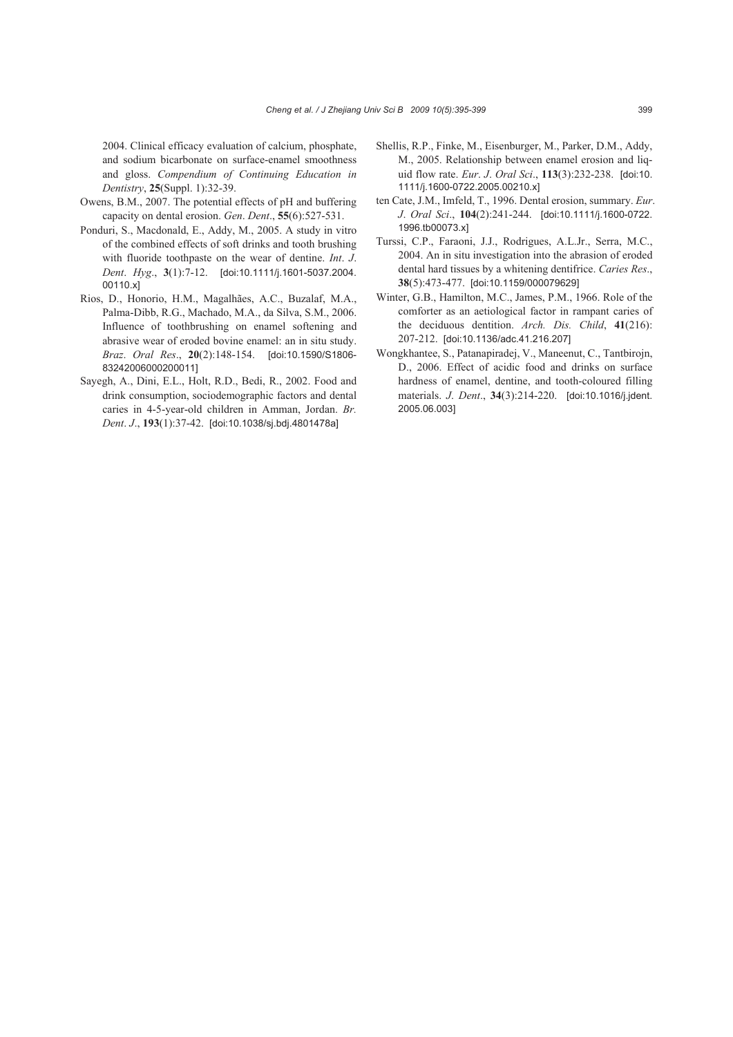2004. Clinical efficacy evaluation of calcium, phosphate, and sodium bicarbonate on surface-enamel smoothness and gloss. *Compendium of Continuing Education in Dentistry*, **25**(Suppl. 1):32-39.

Owens, B.M., 2007. The potential effects of pH and buffering capacity on dental erosion. *Gen. Dent.*, **55**(6):527-531.

Ponduri, S., Macdonald, E., Addy, M., 2005. A study in vitro of the combined effects of soft drinks and tooth brushing with fluoride toothpaste on the wear of dentine. *Int. J. Dent. Hyg.*, **3**(1):7-12. [doi:10.1111/j.1601-5037.2004.00110.x]

Rios, D., Honorio, H.M., Magalhães, A.C., Buzalaf, M.A., Palma-Dibb, R.G., Machado, M.A., da Silva, S.M., 2006. Influence of toothbrushing on enamel softening and abrasive wear of eroded bovine enamel: an in situ study. *Braz. Oral Res.*, **20**(2):148-154. [doi:10.1590/S1806-83242006000200011]

Sayegh, A., Dini, E.L., Holt, R.D., Bedi, R., 2002. Food and drink consumption, sociodemographic factors and dental caries in 4-5-year-old children in Amman, Jordan. *Br. Dent. J.*, **193**(1):37-42. [doi:10.1038/sj.bdj.4801478a]

Shellis, R.P., Finke, M., Eisenburger, M., Parker, D.M., Addy, M., 2005. Relationship between enamel erosion and liquid flow rate. *Eur. J. Oral Sci.*, **113**(3):232-238. [doi:10.1111/j.1600-0722.2005.00210.x]

ten Cate, J.M., Imfeld, T., 1996. Dental erosion, summary. *Eur. J. Oral Sci.*, **104**(2):241-244. [doi:10.1111/j.1600-0722.1996.tb00073.x]

Turssi, C.P., Faraoni, J.J., Rodrigues, A.L.Jr., Serra, M.C., 2004. An in situ investigation into the abrasion of eroded dental hard tissues by a whitening dentifrice. *Caries Res.*, **38**(5):473-477. [doi:10.1159/000079629]

Winter, G.B., Hamilton, M.C., James, P.M., 1966. Role of the comforter as an aetiological factor in rampant caries of the deciduous dentition. *Arch. Dis. Child*, **41**(216): 207-212. [doi:10.1136/adc.41.216.207]

Wongkhantee, S., Patanapiradej, V., Maneenut, C., Tantbirojn, D., 2006. Effect of acidic food and drinks on surface hardness of enamel, dentine, and tooth-coloured filling materials. *J. Dent.*, **34**(3):214-220. [doi:10.1016/j.jdent.2005.06.003]